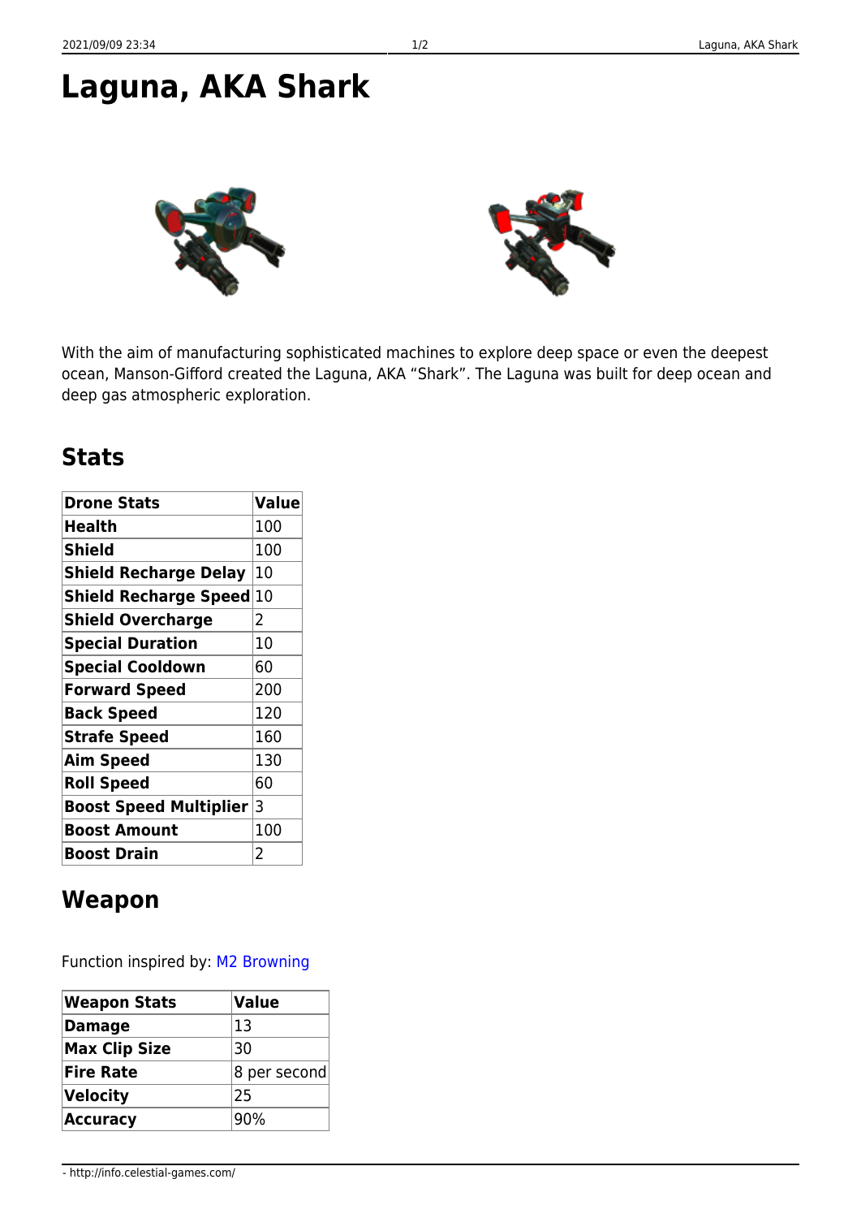# Laguna, AKA Shark

With the aim of manufacturing sophisticated machines to explore deep space or even the deepest ocean, Manson-Gifford created the Laguna, AKA "Shark". The Laguna was built for deep ocean and deep gas atmospheric exploration.

## Stats

| Drone Stats | Value |
|---|---|
| **Health** | 100 |
| **Shield** | 100 |
| **Shield Recharge Delay** | 10 |
| **Shield Recharge Speed** | 10 |
| **Shield Overcharge** | 2 |
| **Special Duration** | 10 |
| **Special Cooldown** | 60 |
| **Forward Speed** | 200 |
| **Back Speed** | 120 |
| **Strafe Speed** | 160 |
| **Aim Speed** | 130 |
| **Roll Speed** | 60 |
| **Boost Speed Multiplier** | 3 |
| **Boost Amount** | 100 |
| **Boost Drain** | 2 |

## Weapon

Function inspired by: M2 Browning

| Weapon Stats | Value |
|---|---|
| **Damage** | 13 |
| **Max Clip Size** | 30 |
| **Fire Rate** | 8 per second |
| **Velocity** | 25 |
| **Accuracy** | 90% |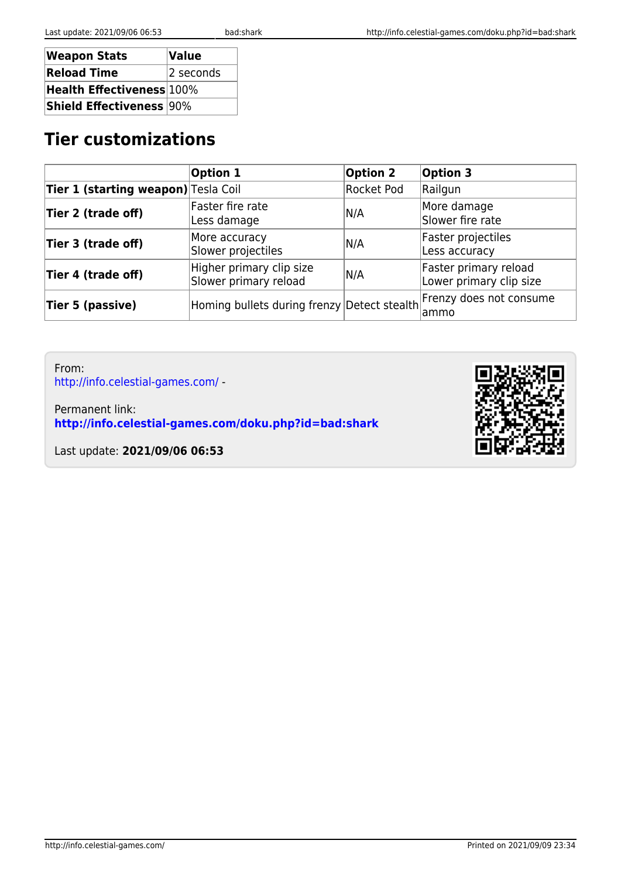| Weapon Stats | Value |
|---|---|
| **Reload Time** | 2 seconds |
| **Health Effectiveness** | 100% |
| **Shield Effectiveness** | 90% |

## Tier customizations

| | Option 1 | Option 2 | Option 3 |
|---|---|---|---|
| **Tier 1 (starting weapon)** | Tesla Coil | Rocket Pod | Railgun |
| **Tier 2 (trade off)** | Faster fire rate<br>Less damage | N/A | More damage<br>Slower fire rate |
| **Tier 3 (trade off)** | More accuracy<br>Slower projectiles | N/A | Faster projectiles<br>Less accuracy |
| **Tier 4 (trade off)** | Higher primary clip size<br>Slower primary reload | N/A | Faster primary reload<br>Lower primary clip size |
| **Tier 5 (passive)** | Homing bullets during frenzy | Detect stealth | Frenzy does not consume ammo |

From:
http://info.celestial-games.com/ -

Permanent link:
**http://info.celestial-games.com/doku.php?id=bad:shark**

Last update: **2021/09/06 06:53**